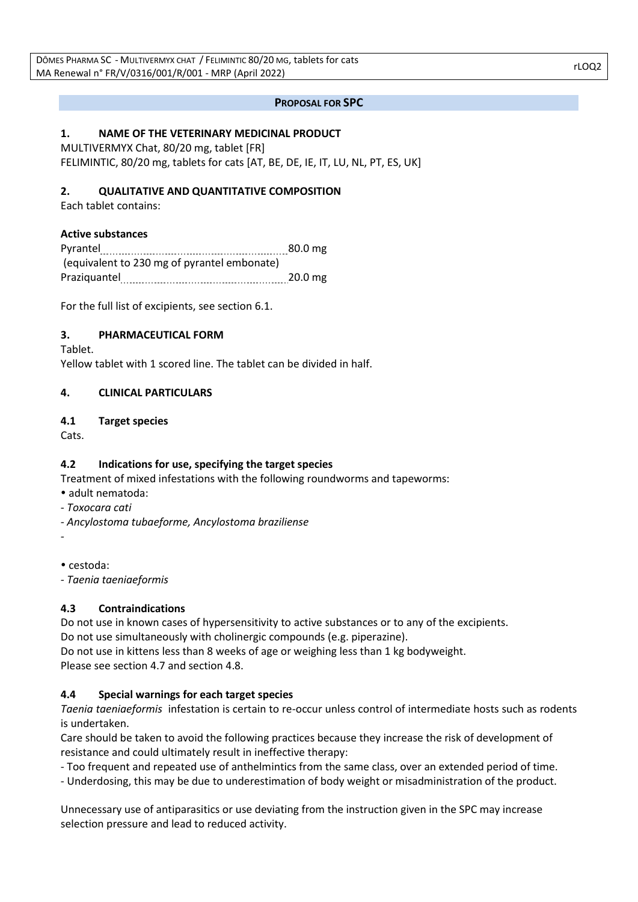**PROPOSAL FOR SPC**

## 1. NAME OF THE VETERINARY MEDICINAL PRODUCT

MULTIVERMYX Chat, 80/20 mg, tablet [FR]
FELIMINTIC, 80/20 mg, tablets for cats [AT, BE, DE, IE, IT, LU, NL, PT, ES, UK]

## 2. QUALITATIVE AND QUANTITATIVE COMPOSITION

Each tablet contains:

**Active substances**

Pyrantel ........................................................ 80.0 mg
(equivalent to 230 mg of pyrantel embonate)
Praziquantel ................................................. 20.0 mg

For the full list of excipients, see section 6.1.

## 3. PHARMACEUTICAL FORM

Tablet.
Yellow tablet with 1 scored line. The tablet can be divided in half.

## 4. CLINICAL PARTICULARS

### 4.1 Target species

Cats.

### 4.2 Indications for use, specifying the target species

Treatment of mixed infestations with the following roundworms and tapeworms:

- adult nematoda:
  - *Toxocara cati*
  - *Ancylostoma tubaeforme, Ancylostoma braziliense*
  -
- cestoda:
  - *Taenia taeniaeformis*

### 4.3 Contraindications

Do not use in known cases of hypersensitivity to active substances or to any of the excipients.
Do not use simultaneously with cholinergic compounds (e.g. piperazine).
Do not use in kittens less than 8 weeks of age or weighing less than 1 kg bodyweight.
Please see section 4.7 and section 4.8.

### 4.4 Special warnings for each target species

*Taenia taeniaeformis* infestation is certain to re-occur unless control of intermediate hosts such as rodents is undertaken.
Care should be taken to avoid the following practices because they increase the risk of development of resistance and could ultimately result in ineffective therapy:

- Too frequent and repeated use of anthelmintics from the same class, over an extended period of time.
- Underdosing, this may be due to underestimation of body weight or misadministration of the product.

Unnecessary use of antiparasitics or use deviating from the instruction given in the SPC may increase selection pressure and lead to reduced activity.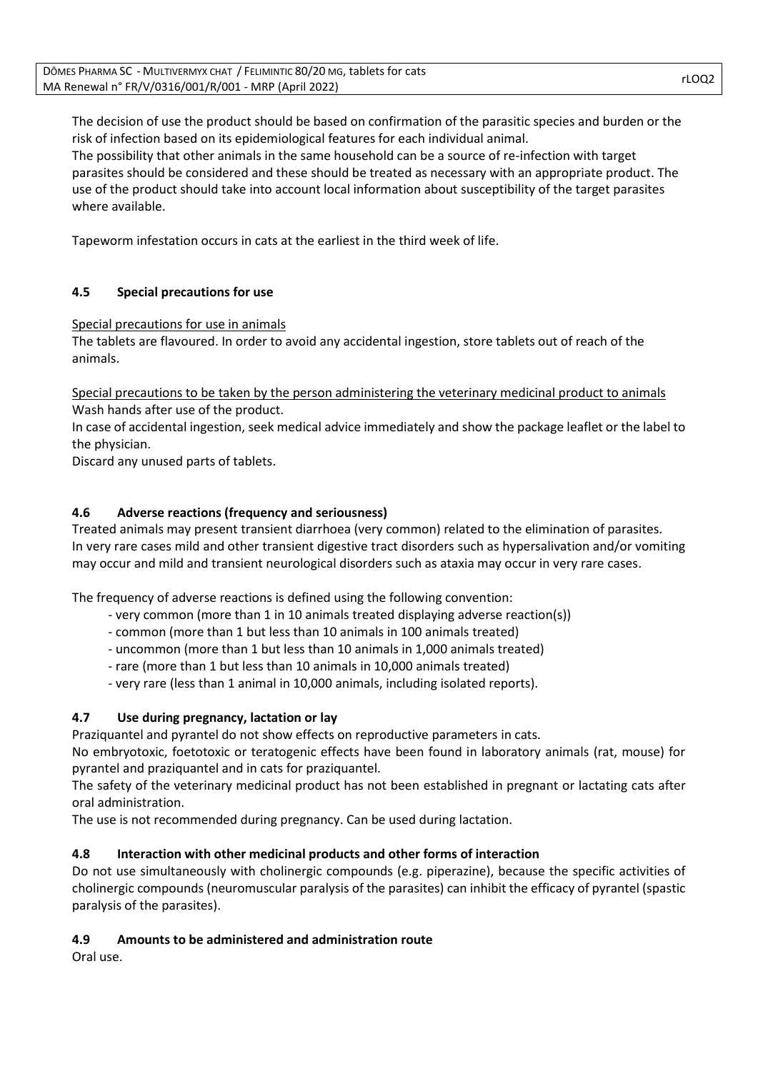The decision of use the product should be based on confirmation of the parasitic species and burden or the risk of infection based on its epidemiological features for each individual animal.
The possibility that other animals in the same household can be a source of re-infection with target parasites should be considered and these should be treated as necessary with an appropriate product. The use of the product should take into account local information about susceptibility of the target parasites where available.

Tapeworm infestation occurs in cats at the earliest in the third week of life.

### 4.5 Special precautions for use

Special precautions for use in animals
The tablets are flavoured. In order to avoid any accidental ingestion, store tablets out of reach of the animals.

Special precautions to be taken by the person administering the veterinary medicinal product to animals
Wash hands after use of the product.
In case of accidental ingestion, seek medical advice immediately and show the package leaflet or the label to the physician.
Discard any unused parts of tablets.

### 4.6 Adverse reactions (frequency and seriousness)

Treated animals may present transient diarrhoea (very common) related to the elimination of parasites.
In very rare cases mild and other transient digestive tract disorders such as hypersalivation and/or vomiting may occur and mild and transient neurological disorders such as ataxia may occur in very rare cases.

The frequency of adverse reactions is defined using the following convention:

- very common (more than 1 in 10 animals treated displaying adverse reaction(s))
- common (more than 1 but less than 10 animals in 100 animals treated)
- uncommon (more than 1 but less than 10 animals in 1,000 animals treated)
- rare (more than 1 but less than 10 animals in 10,000 animals treated)
- very rare (less than 1 animal in 10,000 animals, including isolated reports).

### 4.7 Use during pregnancy, lactation or lay

Praziquantel and pyrantel do not show effects on reproductive parameters in cats.
No embryotoxic, foetotoxic or teratogenic effects have been found in laboratory animals (rat, mouse) for pyrantel and praziquantel and in cats for praziquantel.
The safety of the veterinary medicinal product has not been established in pregnant or lactating cats after oral administration.
The use is not recommended during pregnancy. Can be used during lactation.

### 4.8 Interaction with other medicinal products and other forms of interaction

Do not use simultaneously with cholinergic compounds (e.g. piperazine), because the specific activities of cholinergic compounds (neuromuscular paralysis of the parasites) can inhibit the efficacy of pyrantel (spastic paralysis of the parasites).

### 4.9 Amounts to be administered and administration route

Oral use.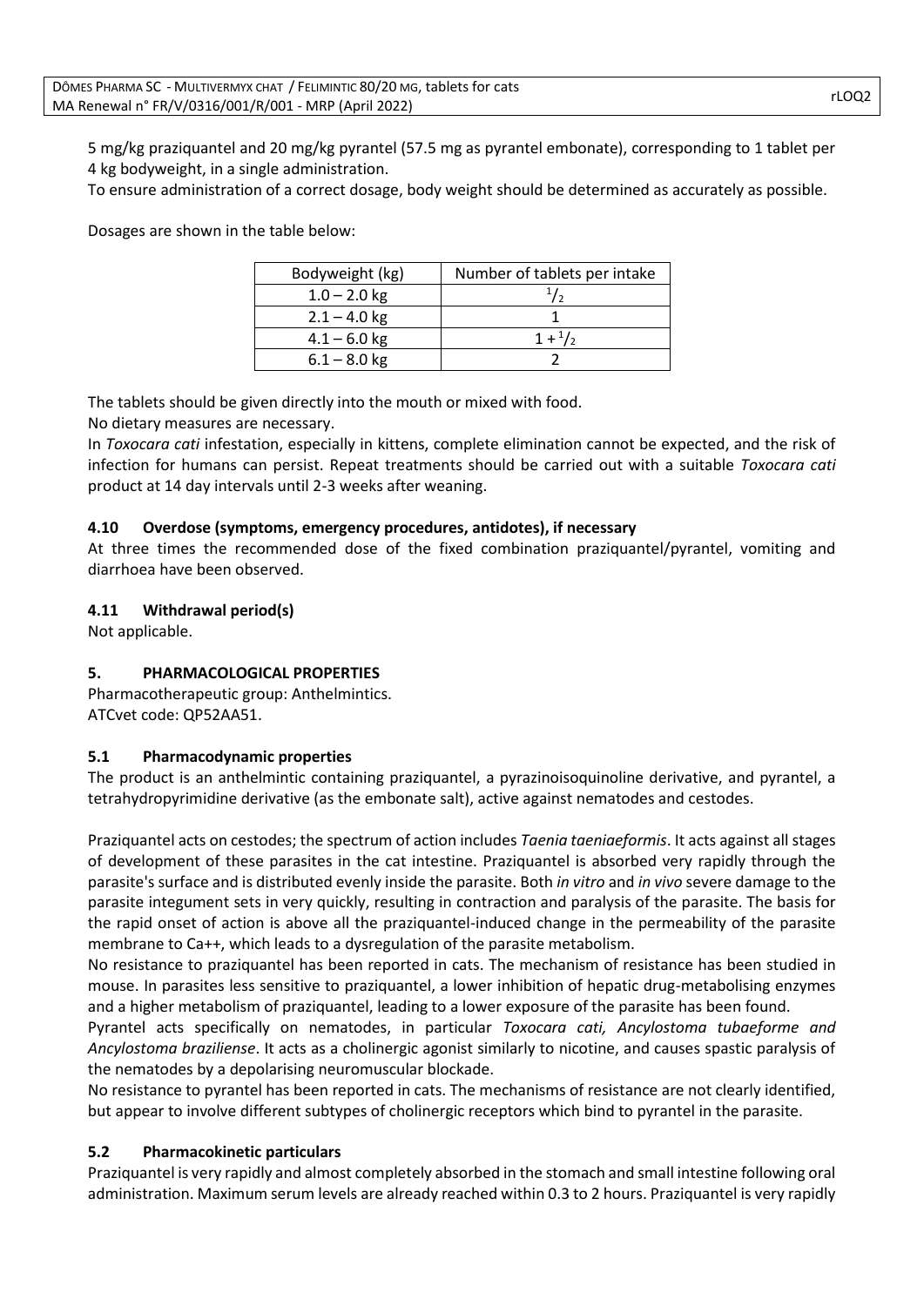5 mg/kg praziquantel and 20 mg/kg pyrantel (57.5 mg as pyrantel embonate), corresponding to 1 tablet per 4 kg bodyweight, in a single administration.

To ensure administration of a correct dosage, body weight should be determined as accurately as possible.

Dosages are shown in the table below:

| Bodyweight (kg) | Number of tablets per intake |
|---|---|
| 1.0 – 2.0 kg | $^1/_2$ |
| 2.1 – 4.0 kg | 1 |
| 4.1 – 6.0 kg | $1 + ^1/_2$ |
| 6.1 – 8.0 kg | 2 |

The tablets should be given directly into the mouth or mixed with food.

No dietary measures are necessary.

In *Toxocara cati* infestation, especially in kittens, complete elimination cannot be expected, and the risk of infection for humans can persist. Repeat treatments should be carried out with a suitable *Toxocara cati* product at 14 day intervals until 2-3 weeks after weaning.

### 4.10 Overdose (symptoms, emergency procedures, antidotes), if necessary

At three times the recommended dose of the fixed combination praziquantel/pyrantel, vomiting and diarrhoea have been observed.

### 4.11 Withdrawal period(s)

Not applicable.

## 5. PHARMACOLOGICAL PROPERTIES

Pharmacotherapeutic group: Anthelmintics.
ATCvet code: QP52AA51.

### 5.1 Pharmacodynamic properties

The product is an anthelmintic containing praziquantel, a pyrazinoisoquinoline derivative, and pyrantel, a tetrahydropyrimidine derivative (as the embonate salt), active against nematodes and cestodes.

Praziquantel acts on cestodes; the spectrum of action includes *Taenia taeniaeformis*. It acts against all stages of development of these parasites in the cat intestine. Praziquantel is absorbed very rapidly through the parasite's surface and is distributed evenly inside the parasite. Both *in vitro* and *in vivo* severe damage to the parasite integument sets in very quickly, resulting in contraction and paralysis of the parasite. The basis for the rapid onset of action is above all the praziquantel-induced change in the permeability of the parasite membrane to Ca++, which leads to a dysregulation of the parasite metabolism.

No resistance to praziquantel has been reported in cats. The mechanism of resistance has been studied in mouse. In parasites less sensitive to praziquantel, a lower inhibition of hepatic drug-metabolising enzymes and a higher metabolism of praziquantel, leading to a lower exposure of the parasite has been found.

Pyrantel acts specifically on nematodes, in particular *Toxocara cati, Ancylostoma tubaeforme and Ancylostoma braziliense*. It acts as a cholinergic agonist similarly to nicotine, and causes spastic paralysis of the nematodes by a depolarising neuromuscular blockade.

No resistance to pyrantel has been reported in cats. The mechanisms of resistance are not clearly identified, but appear to involve different subtypes of cholinergic receptors which bind to pyrantel in the parasite.

### 5.2 Pharmacokinetic particulars

Praziquantel is very rapidly and almost completely absorbed in the stomach and small intestine following oral administration. Maximum serum levels are already reached within 0.3 to 2 hours. Praziquantel is very rapidly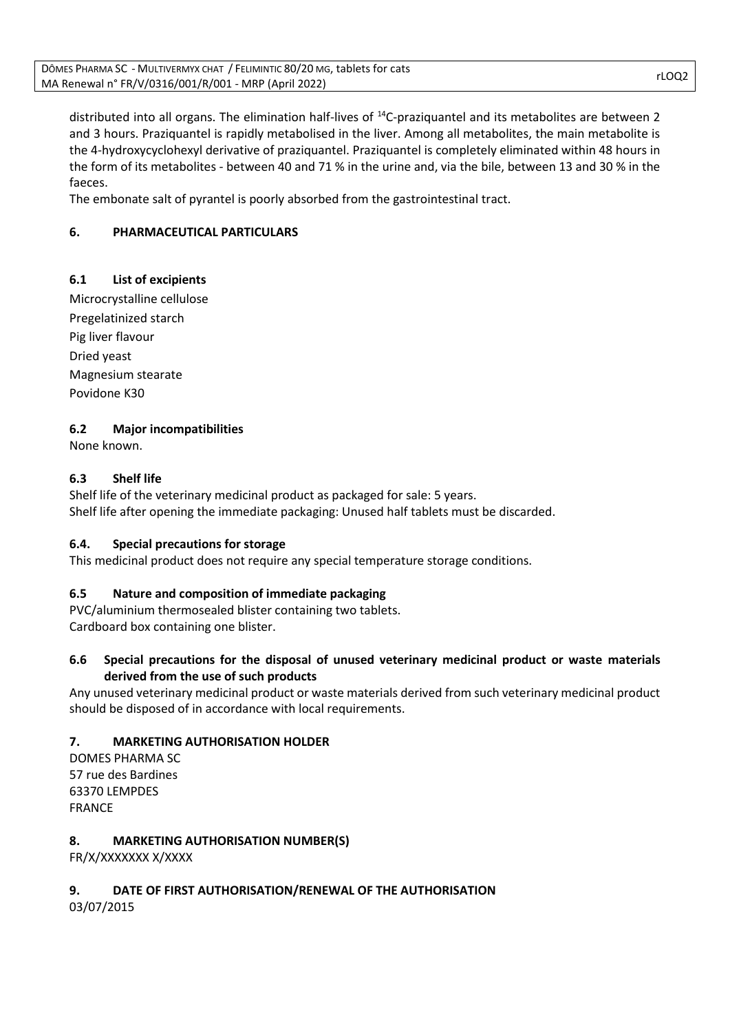distributed into all organs. The elimination half-lives of $^{14}$C-praziquantel and its metabolites are between 2 and 3 hours. Praziquantel is rapidly metabolised in the liver. Among all metabolites, the main metabolite is the 4-hydroxycyclohexyl derivative of praziquantel. Praziquantel is completely eliminated within 48 hours in the form of its metabolites - between 40 and 71 % in the urine and, via the bile, between 13 and 30 % in the faeces.

The embonate salt of pyrantel is poorly absorbed from the gastrointestinal tract.

## 6. PHARMACEUTICAL PARTICULARS

### 6.1 List of excipients

Microcrystalline cellulose
Pregelatinized starch
Pig liver flavour
Dried yeast
Magnesium stearate
Povidone K30

### 6.2 Major incompatibilities

None known.

### 6.3 Shelf life

Shelf life of the veterinary medicinal product as packaged for sale: 5 years.
Shelf life after opening the immediate packaging: Unused half tablets must be discarded.

### 6.4. Special precautions for storage

This medicinal product does not require any special temperature storage conditions.

### 6.5 Nature and composition of immediate packaging

PVC/aluminium thermosealed blister containing two tablets.
Cardboard box containing one blister.

### 6.6 Special precautions for the disposal of unused veterinary medicinal product or waste materials derived from the use of such products

Any unused veterinary medicinal product or waste materials derived from such veterinary medicinal product should be disposed of in accordance with local requirements.

## 7. MARKETING AUTHORISATION HOLDER

DOMES PHARMA SC
57 rue des Bardines
63370 LEMPDES
FRANCE

## 8. MARKETING AUTHORISATION NUMBER(S)

FR/X/XXXXXXX X/XXXX

## 9. DATE OF FIRST AUTHORISATION/RENEWAL OF THE AUTHORISATION

03/07/2015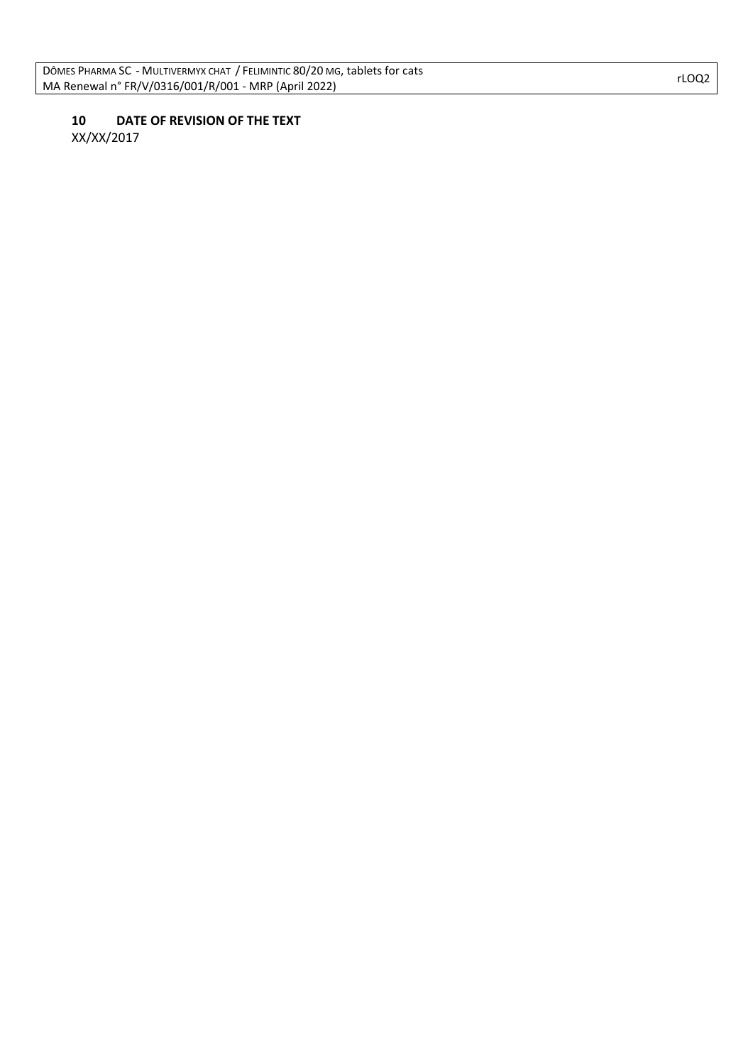## 10 DATE OF REVISION OF THE TEXT

XX/XX/2017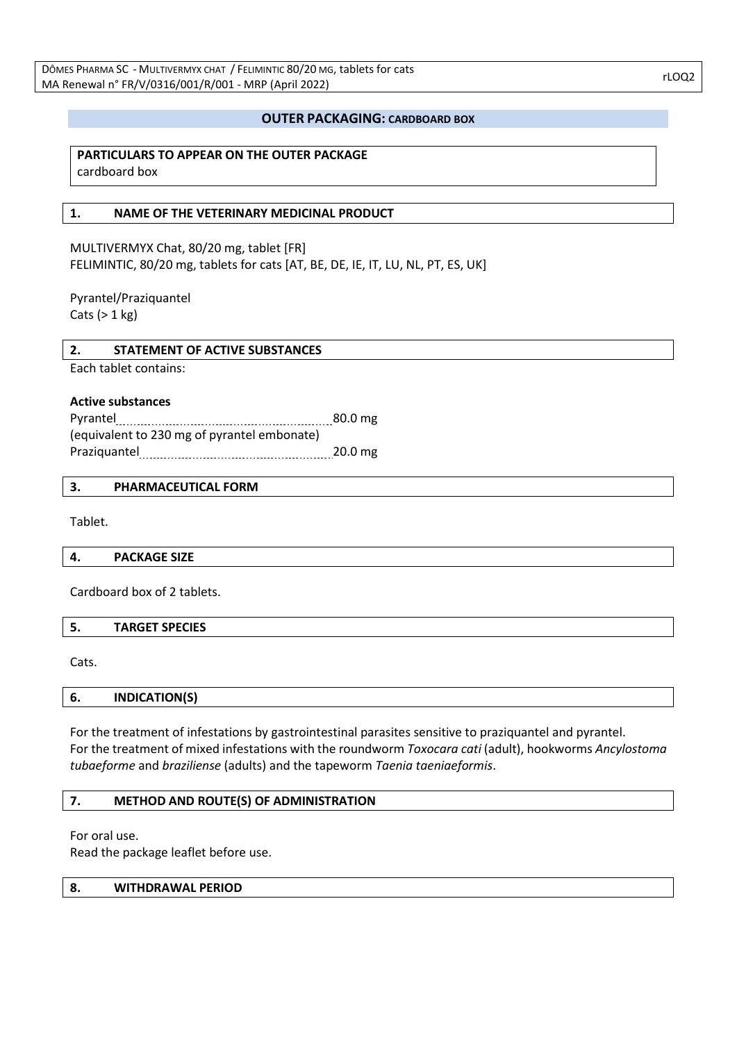## OUTER PACKAGING: CARDBOARD BOX

**PARTICULARS TO APPEAR ON THE OUTER PACKAGE**
cardboard box

### 1. NAME OF THE VETERINARY MEDICINAL PRODUCT

MULTIVERMYX Chat, 80/20 mg, tablet [FR]
FELIMINTIC, 80/20 mg, tablets for cats [AT, BE, DE, IE, IT, LU, NL, PT, ES, UK]

Pyrantel/Praziquantel
Cats (> 1 kg)

### 2. STATEMENT OF ACTIVE SUBSTANCES

Each tablet contains:

**Active substances**

| | |
|---|---|
| Pyrantel | 80.0 mg |
| (equivalent to 230 mg of pyrantel embonate) | |
| Praziquantel | 20.0 mg |

### 3. PHARMACEUTICAL FORM

Tablet.

### 4. PACKAGE SIZE

Cardboard box of 2 tablets.

### 5. TARGET SPECIES

Cats.

### 6. INDICATION(S)

For the treatment of infestations by gastrointestinal parasites sensitive to praziquantel and pyrantel.
For the treatment of mixed infestations with the roundworm *Toxocara cati* (adult), hookworms *Ancylostoma tubaeforme* and *braziliense* (adults) and the tapeworm *Taenia taeniaeformis*.

### 7. METHOD AND ROUTE(S) OF ADMINISTRATION

For oral use.
Read the package leaflet before use.

### 8. WITHDRAWAL PERIOD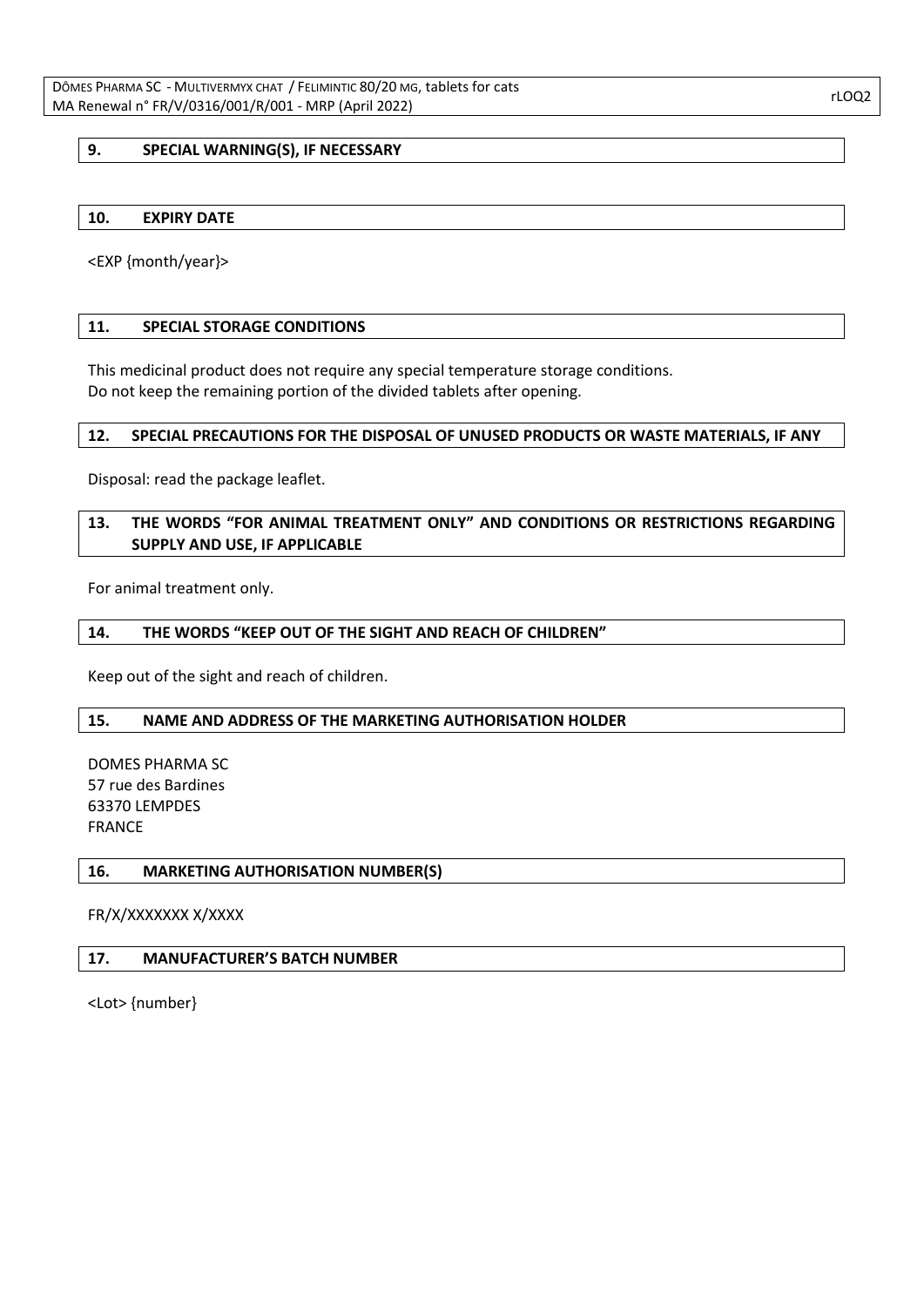## 9. SPECIAL WARNING(S), IF NECESSARY

## 10. EXPIRY DATE

<EXP {month/year}>

## 11. SPECIAL STORAGE CONDITIONS

This medicinal product does not require any special temperature storage conditions.
Do not keep the remaining portion of the divided tablets after opening.

## 12. SPECIAL PRECAUTIONS FOR THE DISPOSAL OF UNUSED PRODUCTS OR WASTE MATERIALS, IF ANY

Disposal: read the package leaflet.

## 13. THE WORDS "FOR ANIMAL TREATMENT ONLY" AND CONDITIONS OR RESTRICTIONS REGARDING SUPPLY AND USE, IF APPLICABLE

For animal treatment only.

## 14. THE WORDS "KEEP OUT OF THE SIGHT AND REACH OF CHILDREN"

Keep out of the sight and reach of children.

## 15. NAME AND ADDRESS OF THE MARKETING AUTHORISATION HOLDER

DOMES PHARMA SC
57 rue des Bardines
63370 LEMPDES
FRANCE

## 16. MARKETING AUTHORISATION NUMBER(S)

FR/X/XXXXXXX X/XXXX

## 17. MANUFACTURER'S BATCH NUMBER

<Lot> {number}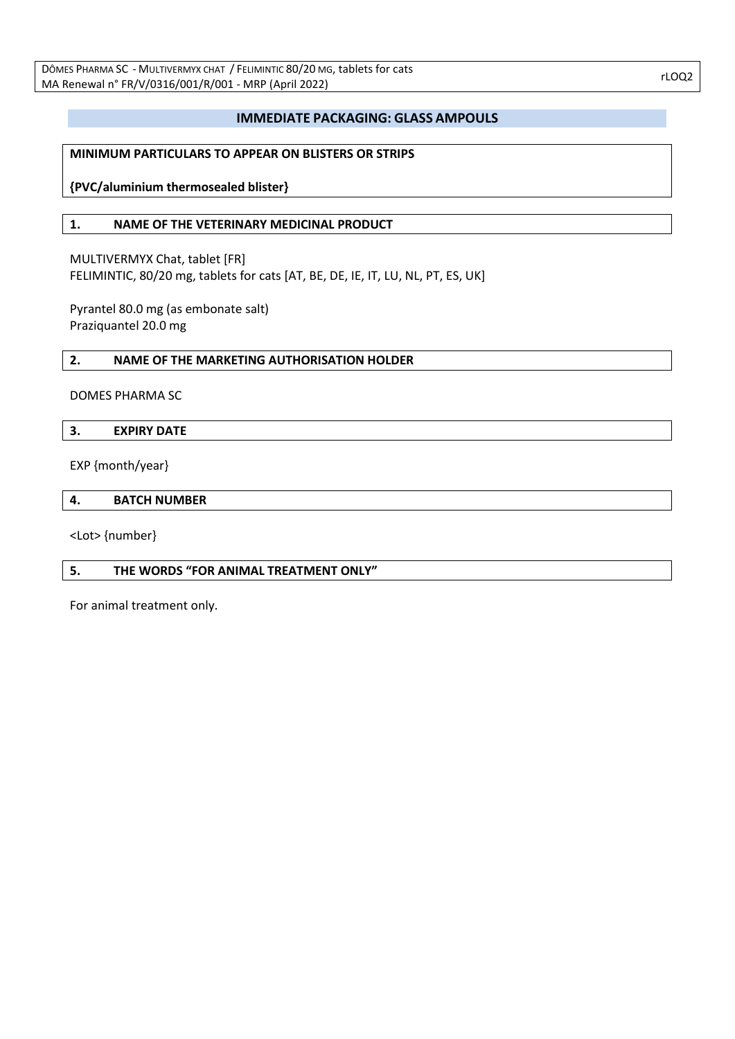## IMMEDIATE PACKAGING: GLASS AMPOULS

**MINIMUM PARTICULARS TO APPEAR ON BLISTERS OR STRIPS**

**{PVC/aluminium thermosealed blister}**

### 1. NAME OF THE VETERINARY MEDICINAL PRODUCT

MULTIVERMYX Chat, tablet [FR]
FELIMINTIC, 80/20 mg, tablets for cats [AT, BE, DE, IE, IT, LU, NL, PT, ES, UK]

Pyrantel 80.0 mg (as embonate salt)
Praziquantel 20.0 mg

### 2. NAME OF THE MARKETING AUTHORISATION HOLDER

DOMES PHARMA SC

### 3. EXPIRY DATE

EXP {month/year}

### 4. BATCH NUMBER

<Lot> {number}

### 5. THE WORDS "FOR ANIMAL TREATMENT ONLY"

For animal treatment only.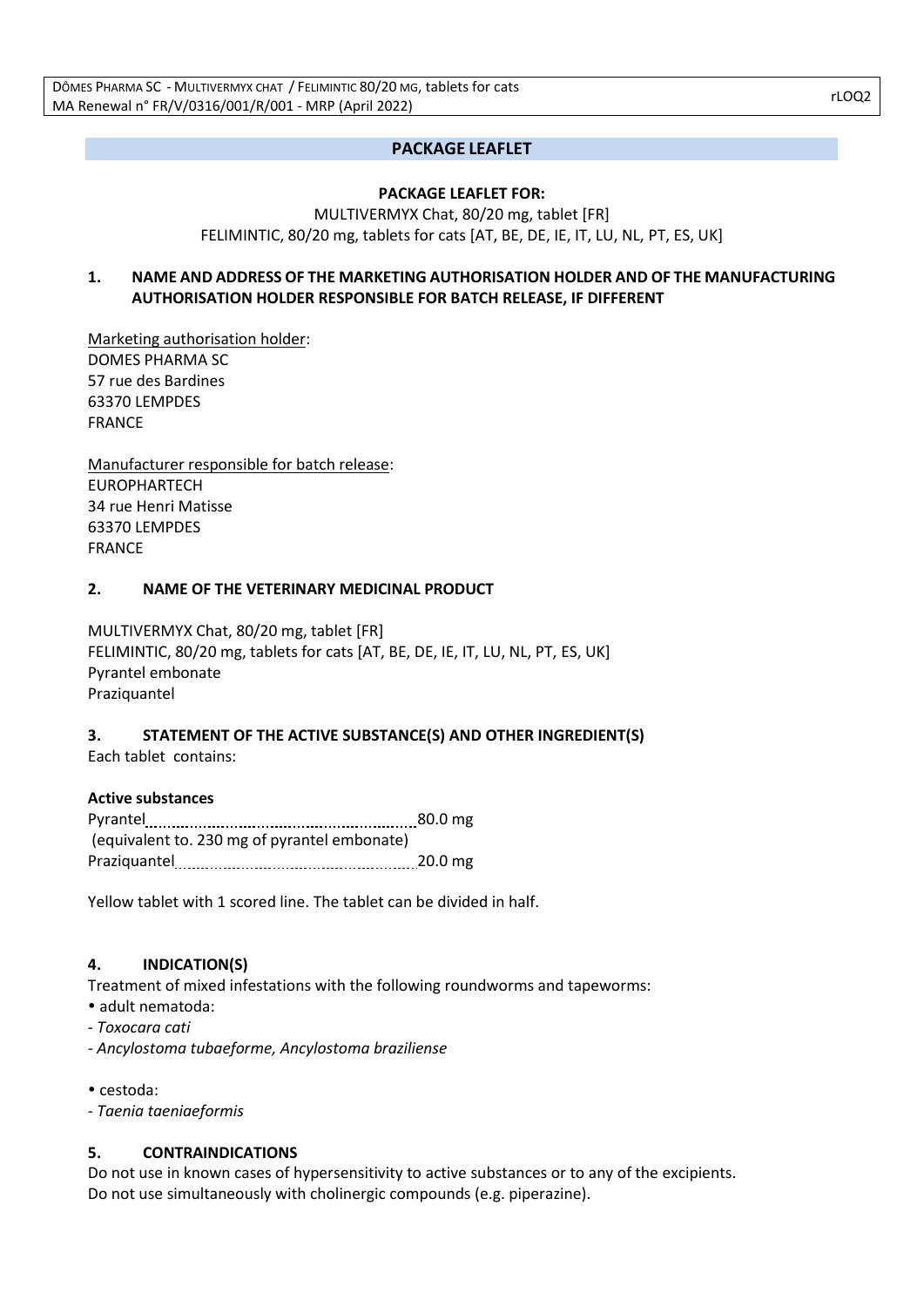## PACKAGE LEAFLET

**PACKAGE LEAFLET FOR:**

MULTIVERMYX Chat, 80/20 mg, tablet [FR]
FELIMINTIC, 80/20 mg, tablets for cats [AT, BE, DE, IE, IT, LU, NL, PT, ES, UK]

### 1. NAME AND ADDRESS OF THE MARKETING AUTHORISATION HOLDER AND OF THE MANUFACTURING AUTHORISATION HOLDER RESPONSIBLE FOR BATCH RELEASE, IF DIFFERENT

Marketing authorisation holder:
DOMES PHARMA SC
57 rue des Bardines
63370 LEMPDES
FRANCE

Manufacturer responsible for batch release:
EUROPHARTECH
34 rue Henri Matisse
63370 LEMPDES
FRANCE

### 2. NAME OF THE VETERINARY MEDICINAL PRODUCT

MULTIVERMYX Chat, 80/20 mg, tablet [FR]
FELIMINTIC, 80/20 mg, tablets for cats [AT, BE, DE, IE, IT, LU, NL, PT, ES, UK]
Pyrantel embonate
Praziquantel

### 3. STATEMENT OF THE ACTIVE SUBSTANCE(S) AND OTHER INGREDIENT(S)

Each tablet contains:

**Active substances**

Pyrantel ........................................................ 80.0 mg
(equivalent to. 230 mg of pyrantel embonate)
Praziquantel .................................................. 20.0 mg

Yellow tablet with 1 scored line. The tablet can be divided in half.

### 4. INDICATION(S)

Treatment of mixed infestations with the following roundworms and tapeworms:

- adult nematoda:
  - *Toxocara cati*
  - *Ancylostoma tubaeforme, Ancylostoma braziliense*

- cestoda:
  - *Taenia taeniaeformis*

### 5. CONTRAINDICATIONS

Do not use in known cases of hypersensitivity to active substances or to any of the excipients.
Do not use simultaneously with cholinergic compounds (e.g. piperazine).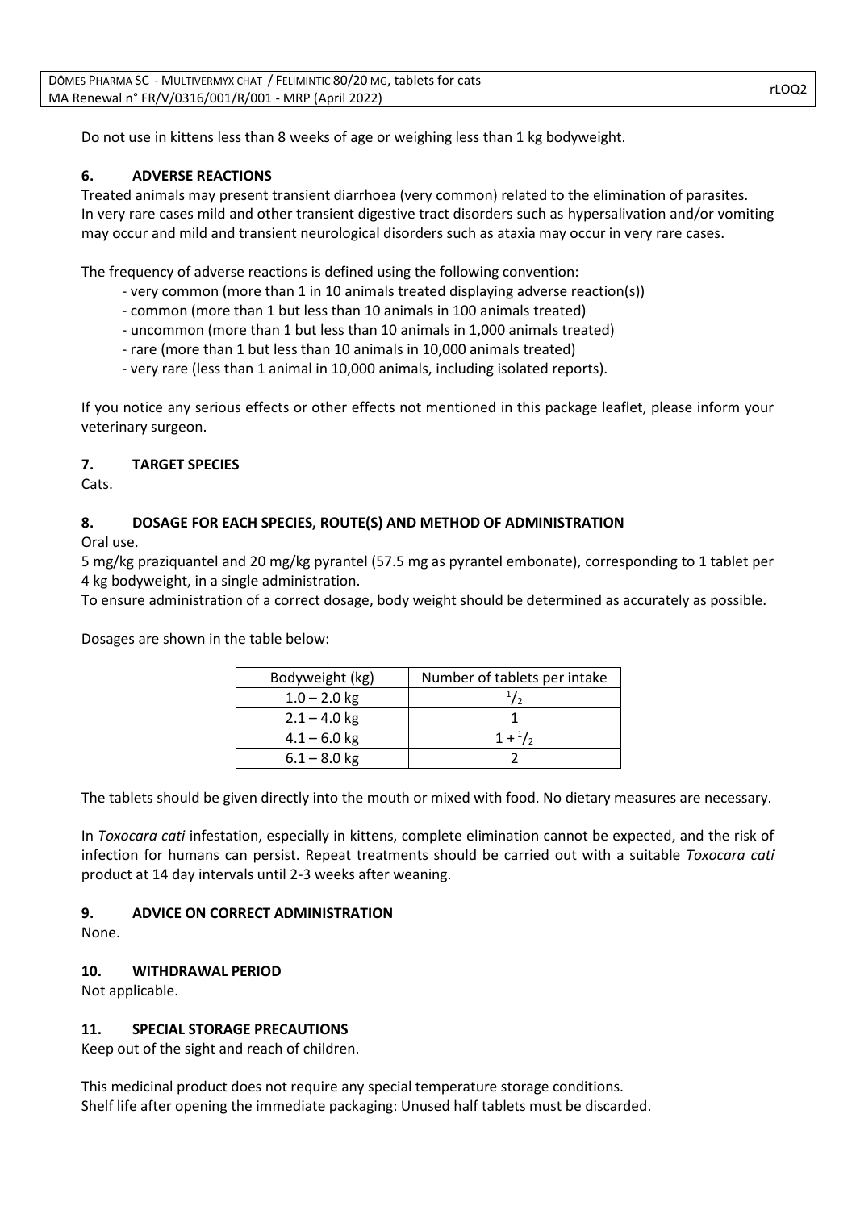Do not use in kittens less than 8 weeks of age or weighing less than 1 kg bodyweight.

## 6. ADVERSE REACTIONS

Treated animals may present transient diarrhoea (very common) related to the elimination of parasites. In very rare cases mild and other transient digestive tract disorders such as hypersalivation and/or vomiting may occur and mild and transient neurological disorders such as ataxia may occur in very rare cases.

The frequency of adverse reactions is defined using the following convention:

- very common (more than 1 in 10 animals treated displaying adverse reaction(s))
- common (more than 1 but less than 10 animals in 100 animals treated)
- uncommon (more than 1 but less than 10 animals in 1,000 animals treated)
- rare (more than 1 but less than 10 animals in 10,000 animals treated)
- very rare (less than 1 animal in 10,000 animals, including isolated reports).

If you notice any serious effects or other effects not mentioned in this package leaflet, please inform your veterinary surgeon.

## 7. TARGET SPECIES

Cats.

## 8. DOSAGE FOR EACH SPECIES, ROUTE(S) AND METHOD OF ADMINISTRATION

Oral use.

5 mg/kg praziquantel and 20 mg/kg pyrantel (57.5 mg as pyrantel embonate), corresponding to 1 tablet per 4 kg bodyweight, in a single administration.

To ensure administration of a correct dosage, body weight should be determined as accurately as possible.

Dosages are shown in the table below:

| Bodyweight (kg) | Number of tablets per intake |
|---|---|
| 1.0 – 2.0 kg | $^1/_2$ |
| 2.1 – 4.0 kg | 1 |
| 4.1 – 6.0 kg | $1 + ^1/_2$ |
| 6.1 – 8.0 kg | 2 |

The tablets should be given directly into the mouth or mixed with food. No dietary measures are necessary.

In *Toxocara cati* infestation, especially in kittens, complete elimination cannot be expected, and the risk of infection for humans can persist. Repeat treatments should be carried out with a suitable *Toxocara cati* product at 14 day intervals until 2-3 weeks after weaning.

## 9. ADVICE ON CORRECT ADMINISTRATION

None.

## 10. WITHDRAWAL PERIOD

Not applicable.

## 11. SPECIAL STORAGE PRECAUTIONS

Keep out of the sight and reach of children.

This medicinal product does not require any special temperature storage conditions.
Shelf life after opening the immediate packaging: Unused half tablets must be discarded.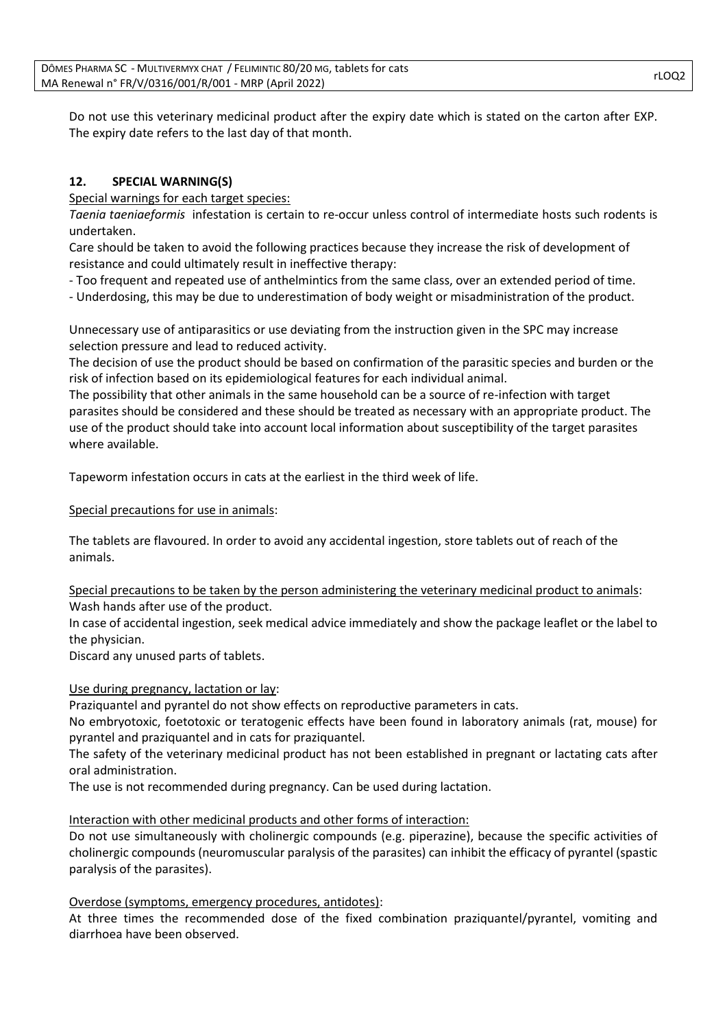Do not use this veterinary medicinal product after the expiry date which is stated on the carton after EXP. The expiry date refers to the last day of that month.

## 12. SPECIAL WARNING(S)

Special warnings for each target species:

*Taenia taeniaeformis* infestation is certain to re-occur unless control of intermediate hosts such rodents is undertaken.

Care should be taken to avoid the following practices because they increase the risk of development of resistance and could ultimately result in ineffective therapy:

- Too frequent and repeated use of anthelmintics from the same class, over an extended period of time.
- Underdosing, this may be due to underestimation of body weight or misadministration of the product.

Unnecessary use of antiparasitics or use deviating from the instruction given in the SPC may increase selection pressure and lead to reduced activity.

The decision of use the product should be based on confirmation of the parasitic species and burden or the risk of infection based on its epidemiological features for each individual animal.

The possibility that other animals in the same household can be a source of re-infection with target parasites should be considered and these should be treated as necessary with an appropriate product. The use of the product should take into account local information about susceptibility of the target parasites where available.

Tapeworm infestation occurs in cats at the earliest in the third week of life.

Special precautions for use in animals:

The tablets are flavoured. In order to avoid any accidental ingestion, store tablets out of reach of the animals.

Special precautions to be taken by the person administering the veterinary medicinal product to animals:

Wash hands after use of the product.

In case of accidental ingestion, seek medical advice immediately and show the package leaflet or the label to the physician.

Discard any unused parts of tablets.

Use during pregnancy, lactation or lay:

Praziquantel and pyrantel do not show effects on reproductive parameters in cats.

No embryotoxic, foetotoxic or teratogenic effects have been found in laboratory animals (rat, mouse) for pyrantel and praziquantel and in cats for praziquantel.

The safety of the veterinary medicinal product has not been established in pregnant or lactating cats after oral administration.

The use is not recommended during pregnancy. Can be used during lactation.

Interaction with other medicinal products and other forms of interaction:

Do not use simultaneously with cholinergic compounds (e.g. piperazine), because the specific activities of cholinergic compounds (neuromuscular paralysis of the parasites) can inhibit the efficacy of pyrantel (spastic paralysis of the parasites).

Overdose (symptoms, emergency procedures, antidotes):

At three times the recommended dose of the fixed combination praziquantel/pyrantel, vomiting and diarrhoea have been observed.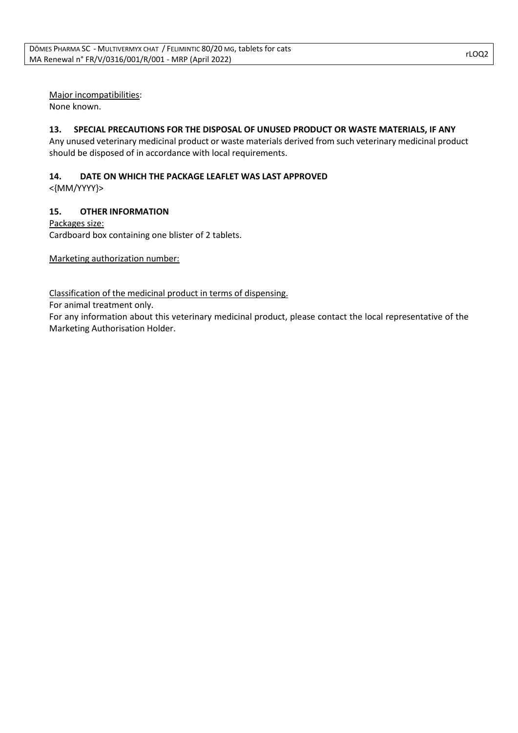Major incompatibilities:
None known.

## 13. SPECIAL PRECAUTIONS FOR THE DISPOSAL OF UNUSED PRODUCT OR WASTE MATERIALS, IF ANY

Any unused veterinary medicinal product or waste materials derived from such veterinary medicinal product should be disposed of in accordance with local requirements.

## 14. DATE ON WHICH THE PACKAGE LEAFLET WAS LAST APPROVED

<{MM/YYYY}>

## 15. OTHER INFORMATION

Packages size:
Cardboard box containing one blister of 2 tablets.

Marketing authorization number:

Classification of the medicinal product in terms of dispensing.
For animal treatment only.
For any information about this veterinary medicinal product, please contact the local representative of the Marketing Authorisation Holder.